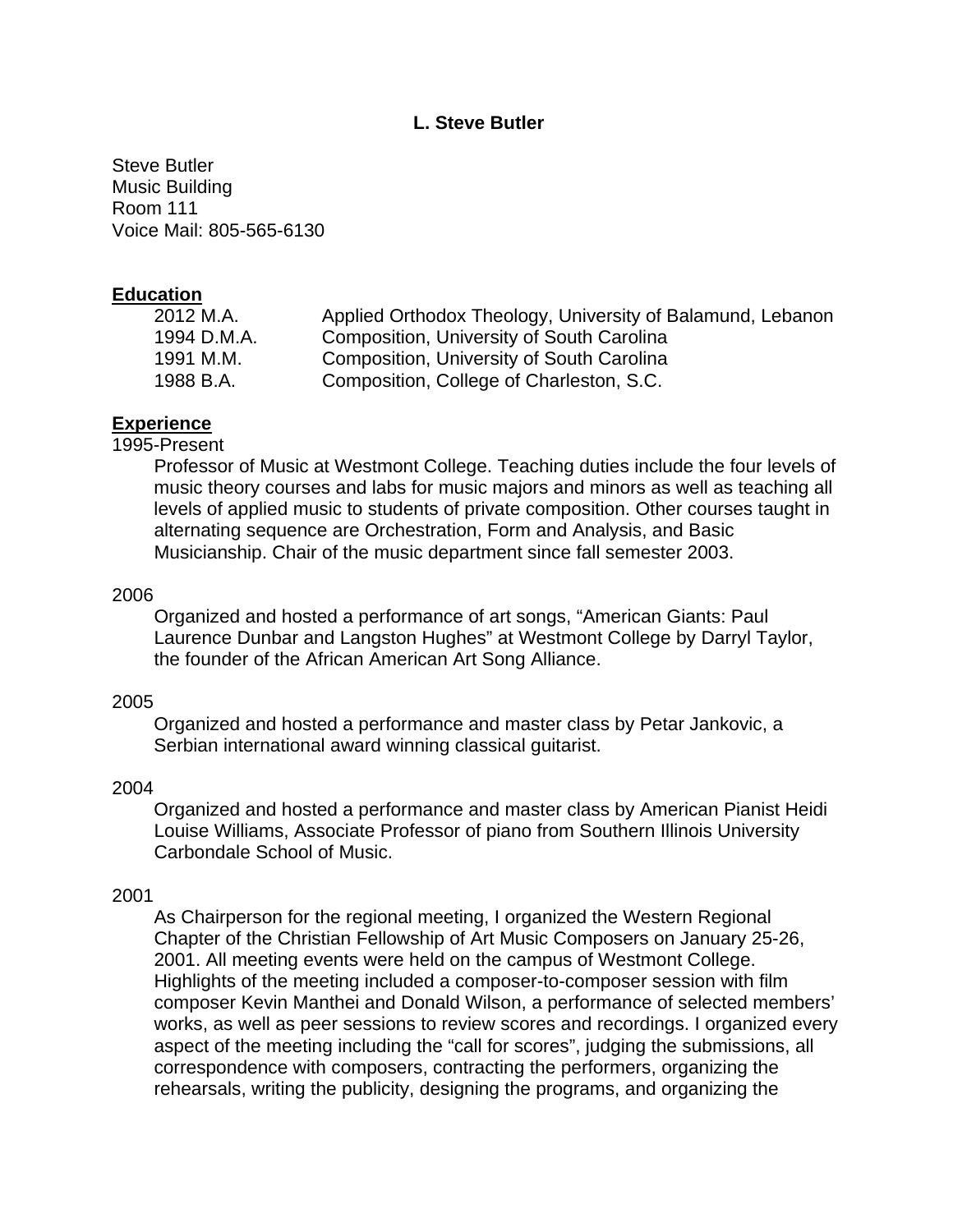# L. Steve Butler

Steve Butler
Music Building
Room 111
Voice Mail: 805-565-6130

## Education

| | |
|---|---|
| 2012 M.A. | Applied Orthodox Theology, University of Balamund, Lebanon |
| 1994 D.M.A. | Composition, University of South Carolina |
| 1991 M.M. | Composition, University of South Carolina |
| 1988 B.A. | Composition, College of Charleston, S.C. |

## Experience

1995-Present

Professor of Music at Westmont College. Teaching duties include the four levels of music theory courses and labs for music majors and minors as well as teaching all levels of applied music to students of private composition. Other courses taught in alternating sequence are Orchestration, Form and Analysis, and Basic Musicianship. Chair of the music department since fall semester 2003.

2006

Organized and hosted a performance of art songs, "American Giants: Paul Laurence Dunbar and Langston Hughes" at Westmont College by Darryl Taylor, the founder of the African American Art Song Alliance.

2005

Organized and hosted a performance and master class by Petar Jankovic, a Serbian international award winning classical guitarist.

2004

Organized and hosted a performance and master class by American Pianist Heidi Louise Williams, Associate Professor of piano from Southern Illinois University Carbondale School of Music.

2001

As Chairperson for the regional meeting, I organized the Western Regional Chapter of the Christian Fellowship of Art Music Composers on January 25-26, 2001. All meeting events were held on the campus of Westmont College. Highlights of the meeting included a composer-to-composer session with film composer Kevin Manthei and Donald Wilson, a performance of selected members' works, as well as peer sessions to review scores and recordings. I organized every aspect of the meeting including the "call for scores", judging the submissions, all correspondence with composers, contracting the performers, organizing the rehearsals, writing the publicity, designing the programs, and organizing the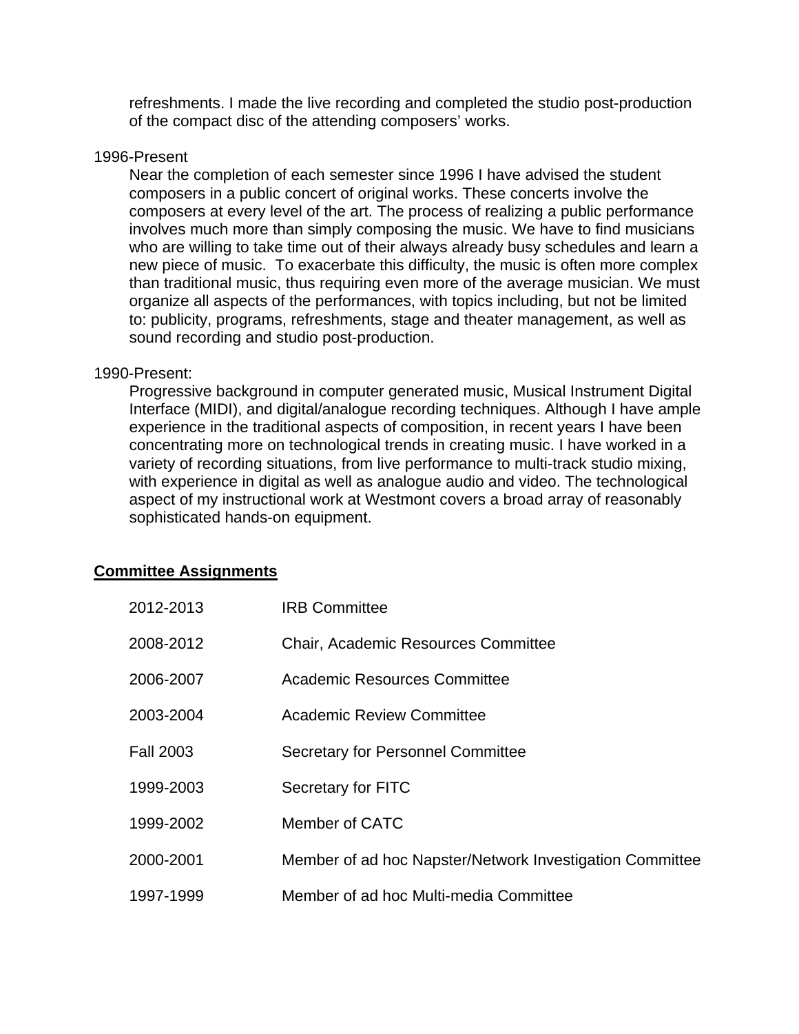refreshments. I made the live recording and completed the studio post-production of the compact disc of the attending composers' works.

1996-Present

Near the completion of each semester since 1996 I have advised the student composers in a public concert of original works. These concerts involve the composers at every level of the art. The process of realizing a public performance involves much more than simply composing the music. We have to find musicians who are willing to take time out of their always already busy schedules and learn a new piece of music.  To exacerbate this difficulty, the music is often more complex than traditional music, thus requiring even more of the average musician. We must organize all aspects of the performances, with topics including, but not be limited to: publicity, programs, refreshments, stage and theater management, as well as sound recording and studio post-production.

1990-Present:

Progressive background in computer generated music, Musical Instrument Digital Interface (MIDI), and digital/analogue recording techniques. Although I have ample experience in the traditional aspects of composition, in recent years I have been concentrating more on technological trends in creating music. I have worked in a variety of recording situations, from live performance to multi-track studio mixing, with experience in digital as well as analogue audio and video. The technological aspect of my instructional work at Westmont covers a broad array of reasonably sophisticated hands-on equipment.

## Committee Assignments

| | |
|---|---|
| 2012-2013 | IRB Committee |
| 2008-2012 | Chair, Academic Resources Committee |
| 2006-2007 | Academic Resources Committee |
| 2003-2004 | Academic Review Committee |
| Fall 2003 | Secretary for Personnel Committee |
| 1999-2003 | Secretary for FITC |
| 1999-2002 | Member of CATC |
| 2000-2001 | Member of ad hoc Napster/Network Investigation Committee |
| 1997-1999 | Member of ad hoc Multi-media Committee |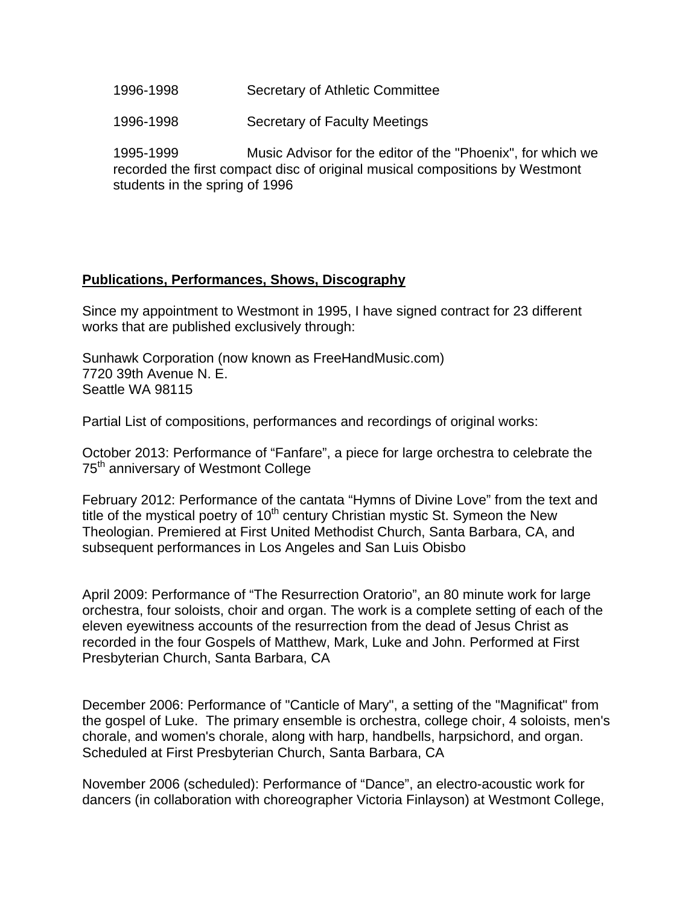1996-1998 Secretary of Athletic Committee

1996-1998 Secretary of Faculty Meetings

1995-1999 Music Advisor for the editor of the "Phoenix", for which we recorded the first compact disc of original musical compositions by Westmont students in the spring of 1996

**Publications, Performances, Shows, Discography**

Since my appointment to Westmont in 1995, I have signed contract for 23 different works that are published exclusively through:

Sunhawk Corporation (now known as FreeHandMusic.com)
7720 39th Avenue N. E.
Seattle WA 98115

Partial List of compositions, performances and recordings of original works:

October 2013: Performance of "Fanfare", a piece for large orchestra to celebrate the 75th anniversary of Westmont College

February 2012: Performance of the cantata "Hymns of Divine Love" from the text and title of the mystical poetry of 10th century Christian mystic St. Symeon the New Theologian. Premiered at First United Methodist Church, Santa Barbara, CA, and subsequent performances in Los Angeles and San Luis Obisbo

April 2009: Performance of "The Resurrection Oratorio", an 80 minute work for large orchestra, four soloists, choir and organ. The work is a complete setting of each of the eleven eyewitness accounts of the resurrection from the dead of Jesus Christ as recorded in the four Gospels of Matthew, Mark, Luke and John. Performed at First Presbyterian Church, Santa Barbara, CA

December 2006: Performance of "Canticle of Mary", a setting of the "Magnificat" from the gospel of Luke. The primary ensemble is orchestra, college choir, 4 soloists, men's chorale, and women's chorale, along with harp, handbells, harpsichord, and organ. Scheduled at First Presbyterian Church, Santa Barbara, CA

November 2006 (scheduled): Performance of "Dance", an electro-acoustic work for dancers (in collaboration with choreographer Victoria Finlayson) at Westmont College,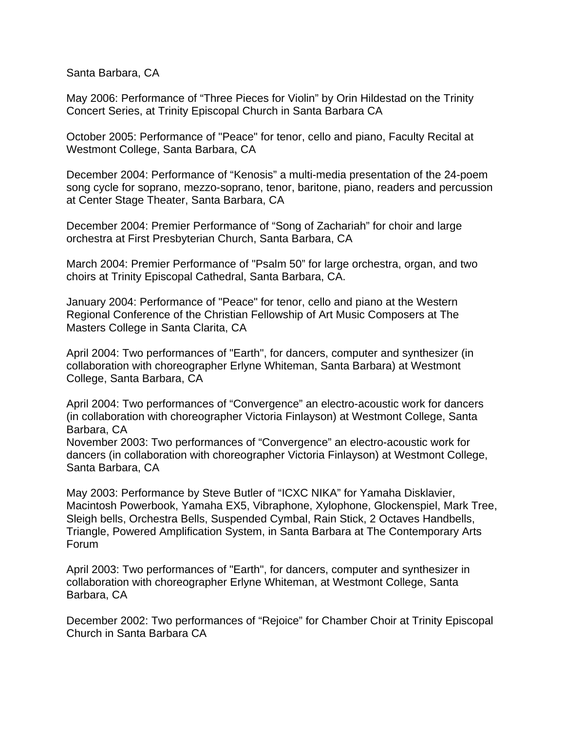Santa Barbara, CA

May 2006: Performance of “Three Pieces for Violin” by Orin Hildestad on the Trinity Concert Series, at Trinity Episcopal Church in Santa Barbara CA

October 2005: Performance of "Peace" for tenor, cello and piano, Faculty Recital at Westmont College, Santa Barbara, CA

December 2004: Performance of “Kenosis” a multi-media presentation of the 24-poem song cycle for soprano, mezzo-soprano, tenor, baritone, piano, readers and percussion at Center Stage Theater, Santa Barbara, CA

December 2004: Premier Performance of “Song of Zachariah” for choir and large orchestra at First Presbyterian Church, Santa Barbara, CA

March 2004: Premier Performance of "Psalm 50” for large orchestra, organ, and two choirs at Trinity Episcopal Cathedral, Santa Barbara, CA.

January 2004: Performance of "Peace" for tenor, cello and piano at the Western Regional Conference of the Christian Fellowship of Art Music Composers at The Masters College in Santa Clarita, CA

April 2004: Two performances of "Earth", for dancers, computer and synthesizer (in collaboration with choreographer Erlyne Whiteman, Santa Barbara) at Westmont College, Santa Barbara, CA

April 2004: Two performances of “Convergence” an electro-acoustic work for dancers (in collaboration with choreographer Victoria Finlayson) at Westmont College, Santa Barbara, CA
November 2003: Two performances of “Convergence” an electro-acoustic work for dancers (in collaboration with choreographer Victoria Finlayson) at Westmont College, Santa Barbara, CA

May 2003: Performance by Steve Butler of “ICXC NIKA” for Yamaha Disklavier, Macintosh Powerbook, Yamaha EX5, Vibraphone, Xylophone, Glockenspiel, Mark Tree, Sleigh bells, Orchestra Bells, Suspended Cymbal, Rain Stick, 2 Octaves Handbells, Triangle, Powered Amplification System, in Santa Barbara at The Contemporary Arts Forum

April 2003: Two performances of "Earth", for dancers, computer and synthesizer in collaboration with choreographer Erlyne Whiteman, at Westmont College, Santa Barbara, CA

December 2002: Two performances of “Rejoice” for Chamber Choir at Trinity Episcopal Church in Santa Barbara CA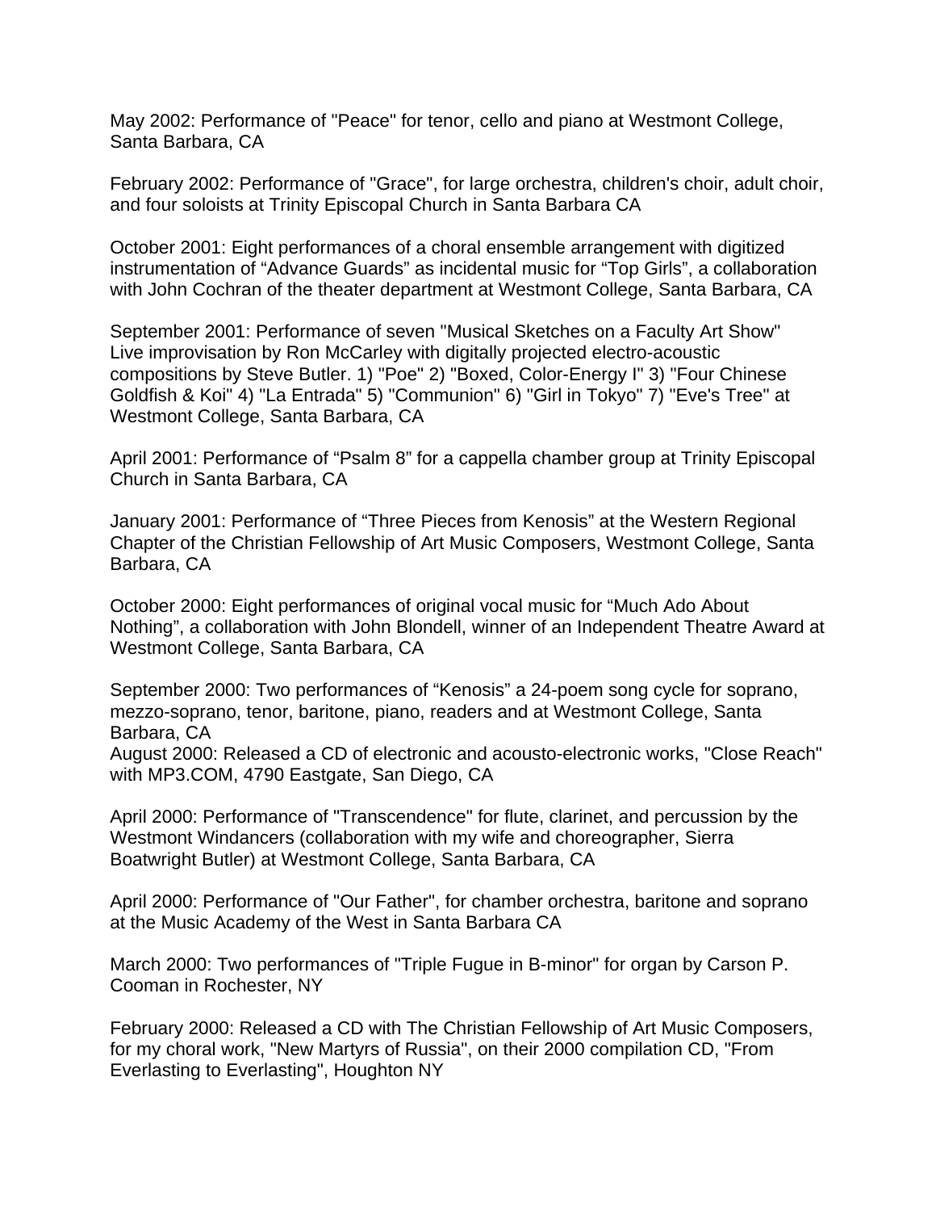May 2002: Performance of "Peace" for tenor, cello and piano at Westmont College, Santa Barbara, CA

February 2002: Performance of "Grace", for large orchestra, children's choir, adult choir, and four soloists at Trinity Episcopal Church in Santa Barbara CA

October 2001: Eight performances of a choral ensemble arrangement with digitized instrumentation of “Advance Guards” as incidental music for “Top Girls”, a collaboration with John Cochran of the theater department at Westmont College, Santa Barbara, CA

September 2001: Performance of seven "Musical Sketches on a Faculty Art Show" Live improvisation by Ron McCarley with digitally projected electro-acoustic compositions by Steve Butler. 1) "Poe" 2) "Boxed, Color-Energy I" 3) "Four Chinese Goldfish & Koi" 4) "La Entrada" 5) "Communion" 6) "Girl in Tokyo" 7) "Eve's Tree" at Westmont College, Santa Barbara, CA

April 2001: Performance of “Psalm 8” for a cappella chamber group at Trinity Episcopal Church in Santa Barbara, CA

January 2001: Performance of “Three Pieces from Kenosis” at the Western Regional Chapter of the Christian Fellowship of Art Music Composers, Westmont College, Santa Barbara, CA

October 2000: Eight performances of original vocal music for “Much Ado About Nothing”, a collaboration with John Blondell, winner of an Independent Theatre Award at Westmont College, Santa Barbara, CA

September 2000: Two performances of “Kenosis” a 24-poem song cycle for soprano, mezzo-soprano, tenor, baritone, piano, readers and at Westmont College, Santa Barbara, CA
August 2000: Released a CD of electronic and acousto-electronic works, "Close Reach" with MP3.COM, 4790 Eastgate, San Diego, CA

April 2000: Performance of "Transcendence" for flute, clarinet, and percussion by the Westmont Windancers (collaboration with my wife and choreographer, Sierra Boatwright Butler) at Westmont College, Santa Barbara, CA

April 2000: Performance of "Our Father", for chamber orchestra, baritone and soprano at the Music Academy of the West in Santa Barbara CA

March 2000: Two performances of "Triple Fugue in B-minor" for organ by Carson P. Cooman in Rochester, NY

February 2000: Released a CD with The Christian Fellowship of Art Music Composers, for my choral work, "New Martyrs of Russia", on their 2000 compilation CD, "From Everlasting to Everlasting", Houghton NY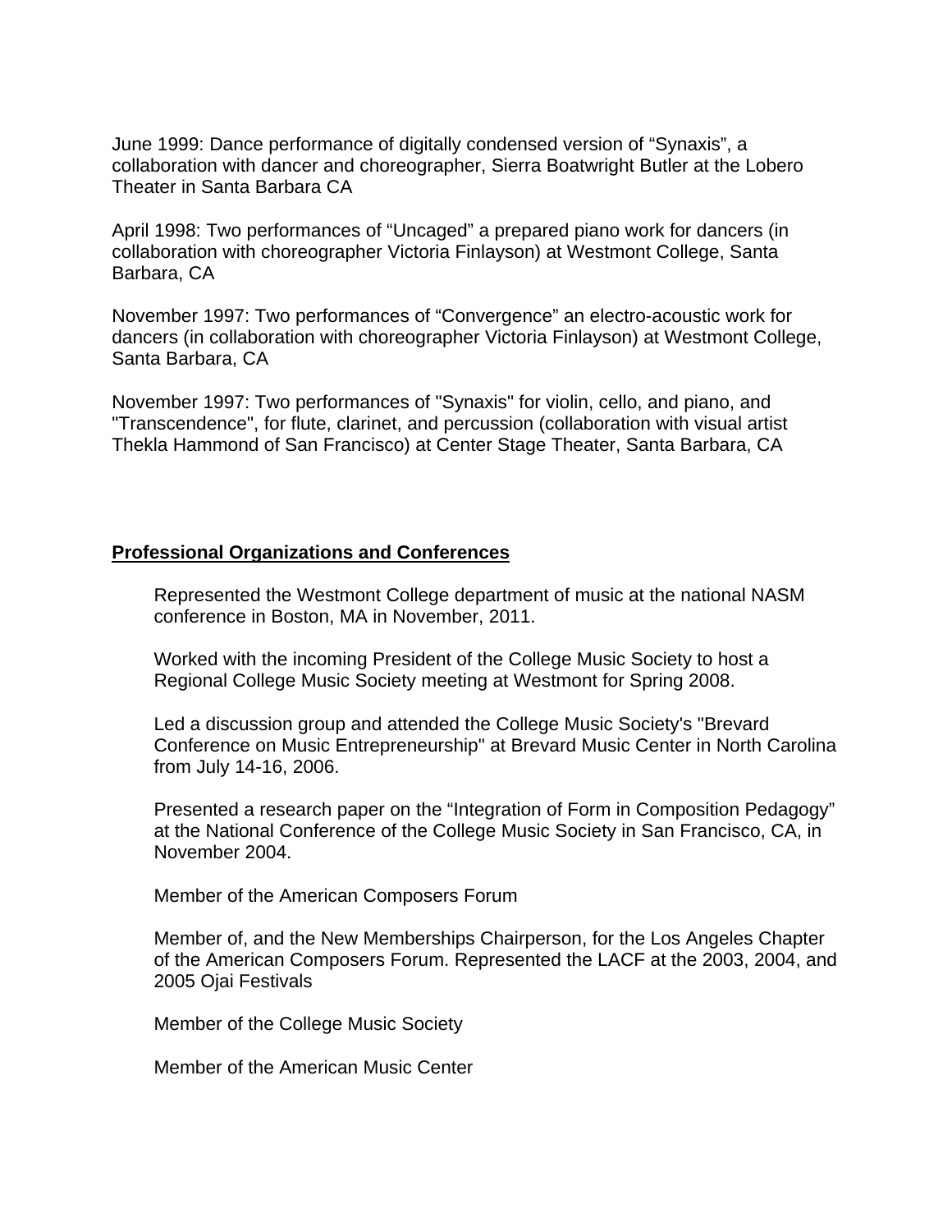June 1999: Dance performance of digitally condensed version of “Synaxis”, a collaboration with dancer and choreographer, Sierra Boatwright Butler at the Lobero Theater in Santa Barbara CA

April 1998: Two performances of “Uncaged” a prepared piano work for dancers (in collaboration with choreographer Victoria Finlayson) at Westmont College, Santa Barbara, CA

November 1997: Two performances of “Convergence” an electro-acoustic work for dancers (in collaboration with choreographer Victoria Finlayson) at Westmont College, Santa Barbara, CA

November 1997: Two performances of "Synaxis" for violin, cello, and piano, and "Transcendence", for flute, clarinet, and percussion (collaboration with visual artist Thekla Hammond of San Francisco) at Center Stage Theater, Santa Barbara, CA

## Professional Organizations and Conferences

Represented the Westmont College department of music at the national NASM conference in Boston, MA in November, 2011.

Worked with the incoming President of the College Music Society to host a Regional College Music Society meeting at Westmont for Spring 2008.

Led a discussion group and attended the College Music Society's "Brevard Conference on Music Entrepreneurship" at Brevard Music Center in North Carolina from July 14-16, 2006.

Presented a research paper on the “Integration of Form in Composition Pedagogy” at the National Conference of the College Music Society in San Francisco, CA, in November 2004.

Member of the American Composers Forum

Member of, and the New Memberships Chairperson, for the Los Angeles Chapter of the American Composers Forum. Represented the LACF at the 2003, 2004, and 2005 Ojai Festivals

Member of the College Music Society

Member of the American Music Center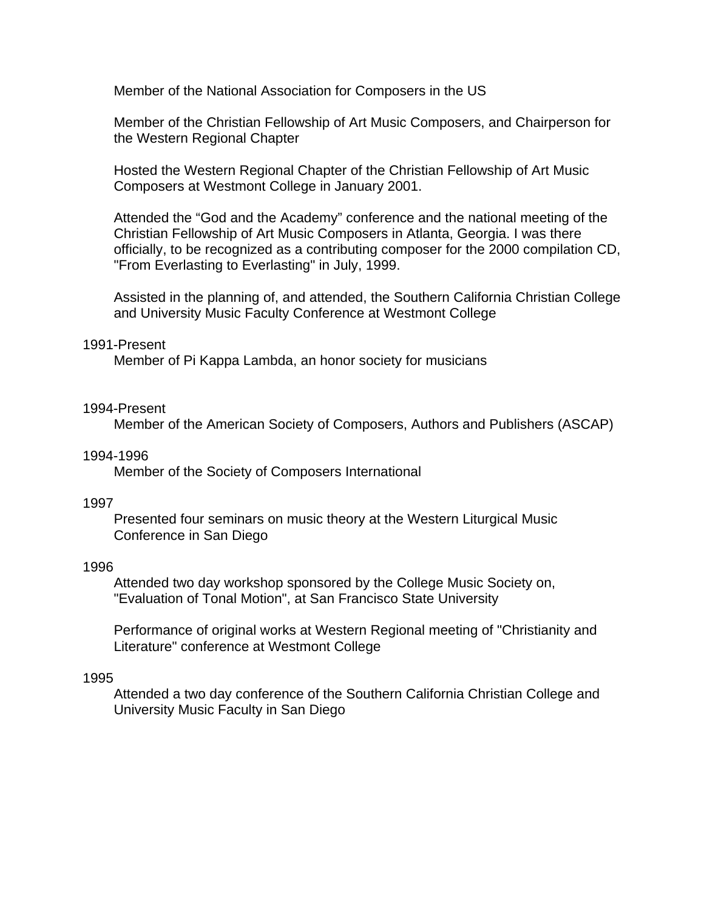Member of the National Association for Composers in the US

Member of the Christian Fellowship of Art Music Composers, and Chairperson for the Western Regional Chapter

Hosted the Western Regional Chapter of the Christian Fellowship of Art Music Composers at Westmont College in January 2001.

Attended the “God and the Academy” conference and the national meeting of the Christian Fellowship of Art Music Composers in Atlanta, Georgia. I was there officially, to be recognized as a contributing composer for the 2000 compilation CD, "From Everlasting to Everlasting" in July, 1999.

Assisted in the planning of, and attended, the Southern California Christian College and University Music Faculty Conference at Westmont College

1991-Present

Member of Pi Kappa Lambda, an honor society for musicians

1994-Present

Member of the American Society of Composers, Authors and Publishers (ASCAP)

1994-1996

Member of the Society of Composers International

1997

Presented four seminars on music theory at the Western Liturgical Music Conference in San Diego

1996

Attended two day workshop sponsored by the College Music Society on, "Evaluation of Tonal Motion", at San Francisco State University

Performance of original works at Western Regional meeting of "Christianity and Literature" conference at Westmont College

1995

Attended a two day conference of the Southern California Christian College and University Music Faculty in San Diego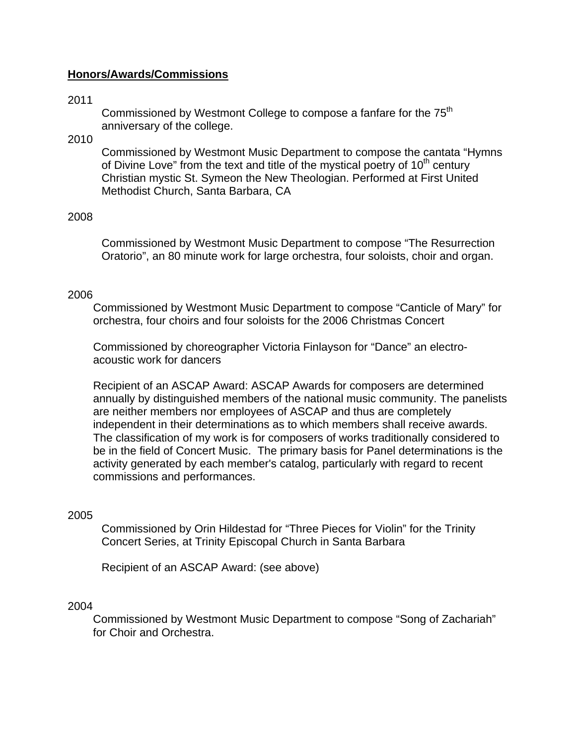**Honors/Awards/Commissions**

2011

Commissioned by Westmont College to compose a fanfare for the 75th anniversary of the college.

2010

Commissioned by Westmont Music Department to compose the cantata "Hymns of Divine Love" from the text and title of the mystical poetry of 10th century Christian mystic St. Symeon the New Theologian. Performed at First United Methodist Church, Santa Barbara, CA

2008

Commissioned by Westmont Music Department to compose "The Resurrection Oratorio", an 80 minute work for large orchestra, four soloists, choir and organ.

2006

Commissioned by Westmont Music Department to compose "Canticle of Mary" for orchestra, four choirs and four soloists for the 2006 Christmas Concert

Commissioned by choreographer Victoria Finlayson for "Dance" an electro-acoustic work for dancers

Recipient of an ASCAP Award: ASCAP Awards for composers are determined annually by distinguished members of the national music community. The panelists are neither members nor employees of ASCAP and thus are completely independent in their determinations as to which members shall receive awards. The classification of my work is for composers of works traditionally considered to be in the field of Concert Music. The primary basis for Panel determinations is the activity generated by each member's catalog, particularly with regard to recent commissions and performances.

2005

Commissioned by Orin Hildestad for "Three Pieces for Violin" for the Trinity Concert Series, at Trinity Episcopal Church in Santa Barbara

Recipient of an ASCAP Award: (see above)

2004

Commissioned by Westmont Music Department to compose "Song of Zachariah" for Choir and Orchestra.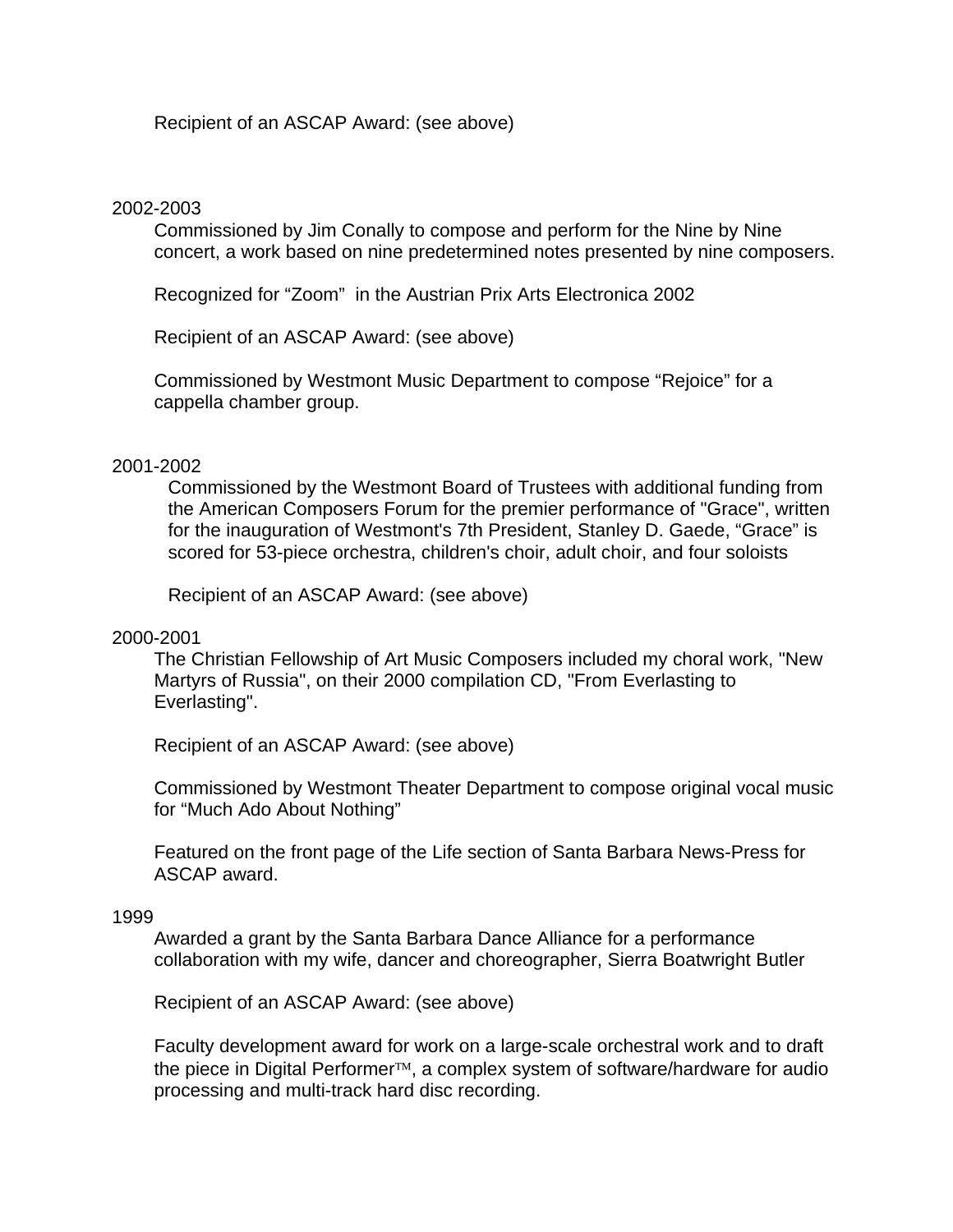Recipient of an ASCAP Award: (see above)

2002-2003

Commissioned by Jim Conally to compose and perform for the Nine by Nine concert, a work based on nine predetermined notes presented by nine composers.

Recognized for “Zoom” in the Austrian Prix Arts Electronica 2002

Recipient of an ASCAP Award: (see above)

Commissioned by Westmont Music Department to compose “Rejoice” for a cappella chamber group.

2001-2002

Commissioned by the Westmont Board of Trustees with additional funding from the American Composers Forum for the premier performance of "Grace", written for the inauguration of Westmont's 7th President, Stanley D. Gaede, “Grace” is scored for 53-piece orchestra, children's choir, adult choir, and four soloists

Recipient of an ASCAP Award: (see above)

2000-2001

The Christian Fellowship of Art Music Composers included my choral work, "New Martyrs of Russia", on their 2000 compilation CD, "From Everlasting to Everlasting".

Recipient of an ASCAP Award: (see above)

Commissioned by Westmont Theater Department to compose original vocal music for “Much Ado About Nothing”

Featured on the front page of the Life section of Santa Barbara News-Press for ASCAP award.

1999

Awarded a grant by the Santa Barbara Dance Alliance for a performance collaboration with my wife, dancer and choreographer, Sierra Boatwright Butler

Recipient of an ASCAP Award: (see above)

Faculty development award for work on a large-scale orchestral work and to draft the piece in Digital Performer™, a complex system of software/hardware for audio processing and multi-track hard disc recording.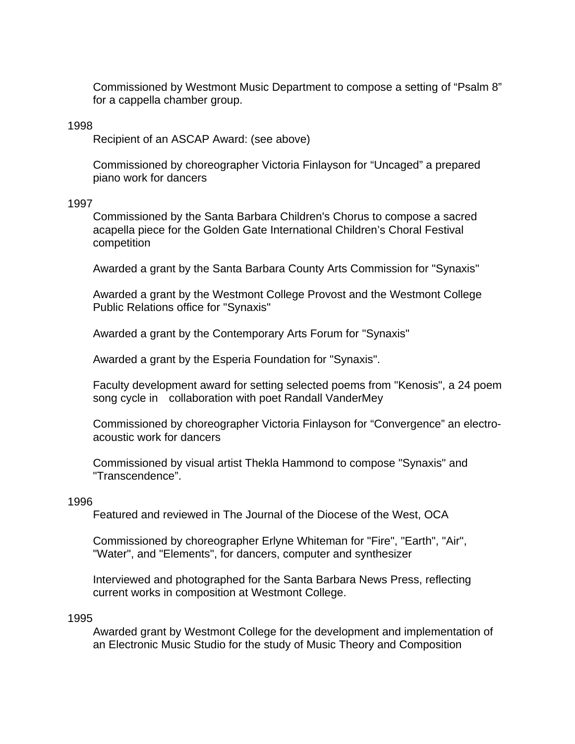Commissioned by Westmont Music Department to compose a setting of “Psalm 8” for a cappella chamber group.

1998

Recipient of an ASCAP Award: (see above)

Commissioned by choreographer Victoria Finlayson for “Uncaged” a prepared piano work for dancers

1997

Commissioned by the Santa Barbara Children's Chorus to compose a sacred acapella piece for the Golden Gate International Children’s Choral Festival competition

Awarded a grant by the Santa Barbara County Arts Commission for "Synaxis"

Awarded a grant by the Westmont College Provost and the Westmont College Public Relations office for "Synaxis"

Awarded a grant by the Contemporary Arts Forum for "Synaxis"

Awarded a grant by the Esperia Foundation for "Synaxis".

Faculty development award for setting selected poems from "Kenosis", a 24 poem song cycle in collaboration with poet Randall VanderMey

Commissioned by choreographer Victoria Finlayson for “Convergence” an electro-acoustic work for dancers

Commissioned by visual artist Thekla Hammond to compose "Synaxis" and "Transcendence”.

1996

Featured and reviewed in The Journal of the Diocese of the West, OCA

Commissioned by choreographer Erlyne Whiteman for "Fire", "Earth", "Air", "Water", and "Elements", for dancers, computer and synthesizer

Interviewed and photographed for the Santa Barbara News Press, reflecting current works in composition at Westmont College.

1995

Awarded grant by Westmont College for the development and implementation of an Electronic Music Studio for the study of Music Theory and Composition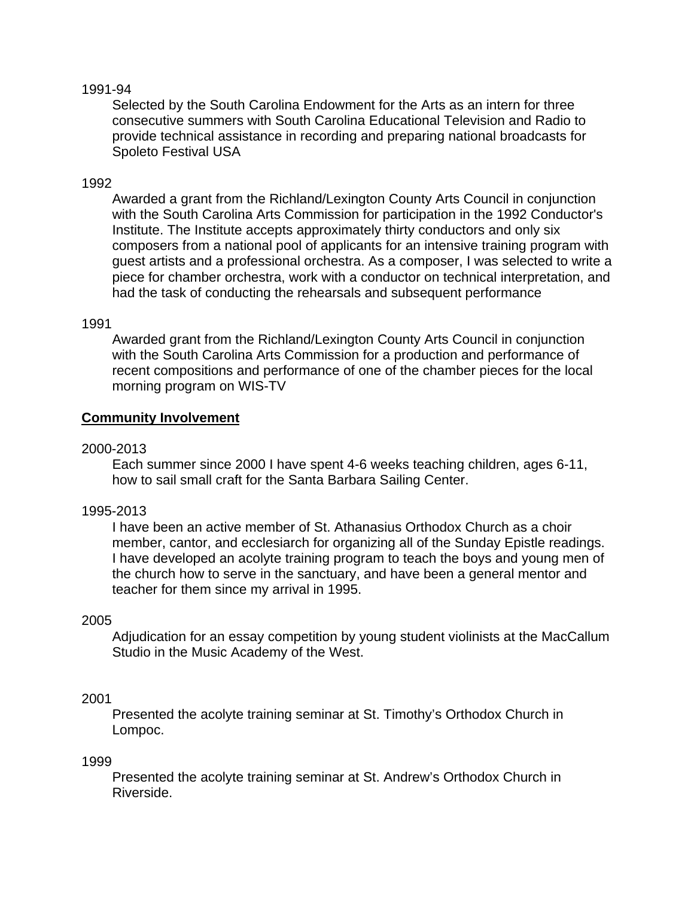1991-94

Selected by the South Carolina Endowment for the Arts as an intern for three consecutive summers with South Carolina Educational Television and Radio to provide technical assistance in recording and preparing national broadcasts for Spoleto Festival USA

1992

Awarded a grant from the Richland/Lexington County Arts Council in conjunction with the South Carolina Arts Commission for participation in the 1992 Conductor's Institute. The Institute accepts approximately thirty conductors and only six composers from a national pool of applicants for an intensive training program with guest artists and a professional orchestra. As a composer, I was selected to write a piece for chamber orchestra, work with a conductor on technical interpretation, and had the task of conducting the rehearsals and subsequent performance

1991

Awarded grant from the Richland/Lexington County Arts Council in conjunction with the South Carolina Arts Commission for a production and performance of recent compositions and performance of one of the chamber pieces for the local morning program on WIS-TV

## Community Involvement

2000-2013

Each summer since 2000 I have spent 4-6 weeks teaching children, ages 6-11, how to sail small craft for the Santa Barbara Sailing Center.

1995-2013

I have been an active member of St. Athanasius Orthodox Church as a choir member, cantor, and ecclesiarch for organizing all of the Sunday Epistle readings. I have developed an acolyte training program to teach the boys and young men of the church how to serve in the sanctuary, and have been a general mentor and teacher for them since my arrival in 1995.

2005

Adjudication for an essay competition by young student violinists at the MacCallum Studio in the Music Academy of the West.

2001

Presented the acolyte training seminar at St. Timothy's Orthodox Church in Lompoc.

1999

Presented the acolyte training seminar at St. Andrew's Orthodox Church in Riverside.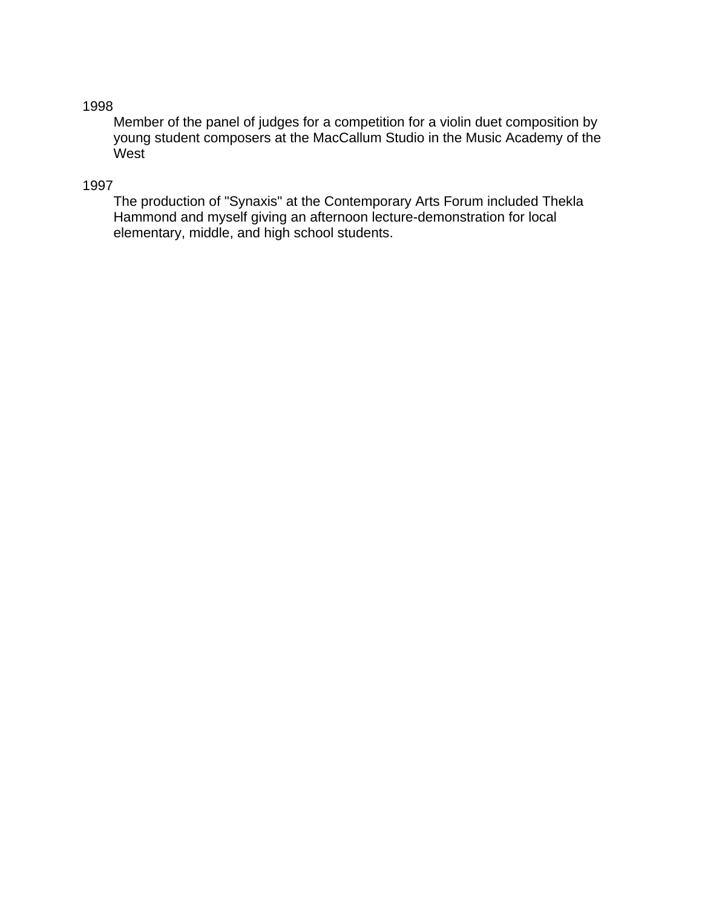1998

Member of the panel of judges for a competition for a violin duet composition by young student composers at the MacCallum Studio in the Music Academy of the West

1997

The production of "Synaxis" at the Contemporary Arts Forum included Thekla Hammond and myself giving an afternoon lecture-demonstration for local elementary, middle, and high school students.